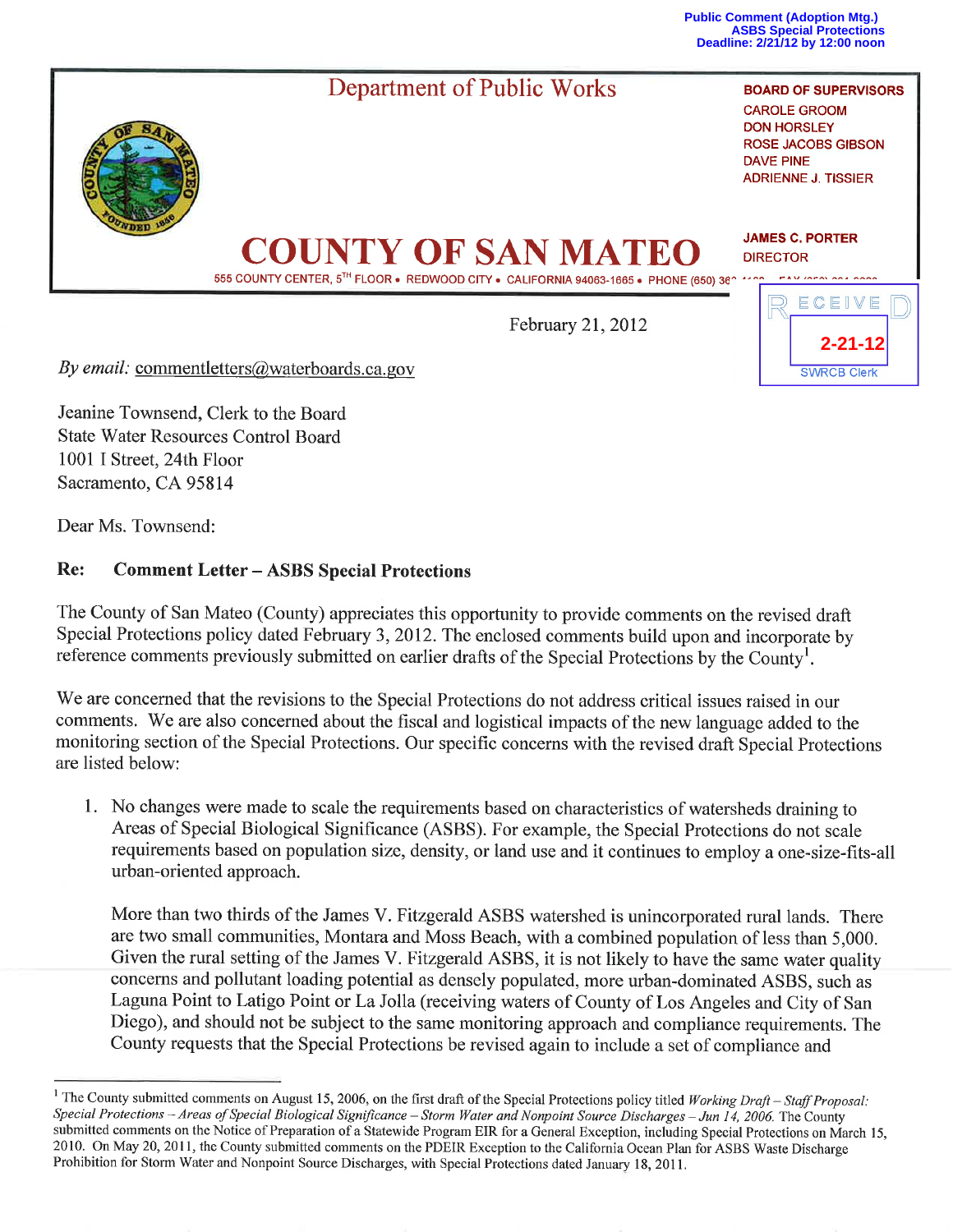Public Comment (Adoption Mtg.)
ASBS Special Protections
Deadline: 2/21/12 by 12:00 noon

Department of Public Works

# COUNTY OF SAN MATEO

555 COUNTY CENTER, 5TH FLOOR • REDWOOD CITY • CALIFORNIA 94063-1665 • PHONE (650) 36...

**BOARD OF SUPERVISORS**
CAROLE GROOM
DON HORSLEY
ROSE JACOBS GIBSON
DAVE PINE
ADRIENNE J. TISSIER

**JAMES C. PORTER**
DIRECTOR

RECEIVED
2-21-12
SWRCB Clerk

February 21, 2012

*By email:* commentletters@waterboards.ca.gov

Jeanine Townsend, Clerk to the Board
State Water Resources Control Board
1001 I Street, 24th Floor
Sacramento, CA 95814

Dear Ms. Townsend:

**Re: Comment Letter – ASBS Special Protections**

The County of San Mateo (County) appreciates this opportunity to provide comments on the revised draft Special Protections policy dated February 3, 2012. The enclosed comments build upon and incorporate by reference comments previously submitted on earlier drafts of the Special Protections by the County[1].

We are concerned that the revisions to the Special Protections do not address critical issues raised in our comments. We are also concerned about the fiscal and logistical impacts of the new language added to the monitoring section of the Special Protections. Our specific concerns with the revised draft Special Protections are listed below:

1. No changes were made to scale the requirements based on characteristics of watersheds draining to Areas of Special Biological Significance (ASBS). For example, the Special Protections do not scale requirements based on population size, density, or land use and it continues to employ a one-size-fits-all urban-oriented approach.

   More than two thirds of the James V. Fitzgerald ASBS watershed is unincorporated rural lands. There are two small communities, Montara and Moss Beach, with a combined population of less than 5,000. Given the rural setting of the James V. Fitzgerald ASBS, it is not likely to have the same water quality concerns and pollutant loading potential as densely populated, more urban-dominated ASBS, such as Laguna Point to Latigo Point or La Jolla (receiving waters of County of Los Angeles and City of San Diego), and should not be subject to the same monitoring approach and compliance requirements. The County requests that the Special Protections be revised again to include a set of compliance and

---

[1] The County submitted comments on August 15, 2006, on the first draft of the Special Protections policy titled *Working Draft – Staff Proposal: Special Protections – Areas of Special Biological Significance – Storm Water and Nonpoint Source Discharges – Jun 14, 2006.* The County submitted comments on the Notice of Preparation of a Statewide Program EIR for a General Exception, including Special Protections on March 15, 2010. On May 20, 2011, the County submitted comments on the PDEIR Exception to the California Ocean Plan for ASBS Waste Discharge Prohibition for Storm Water and Nonpoint Source Discharges, with Special Protections dated January 18, 2011.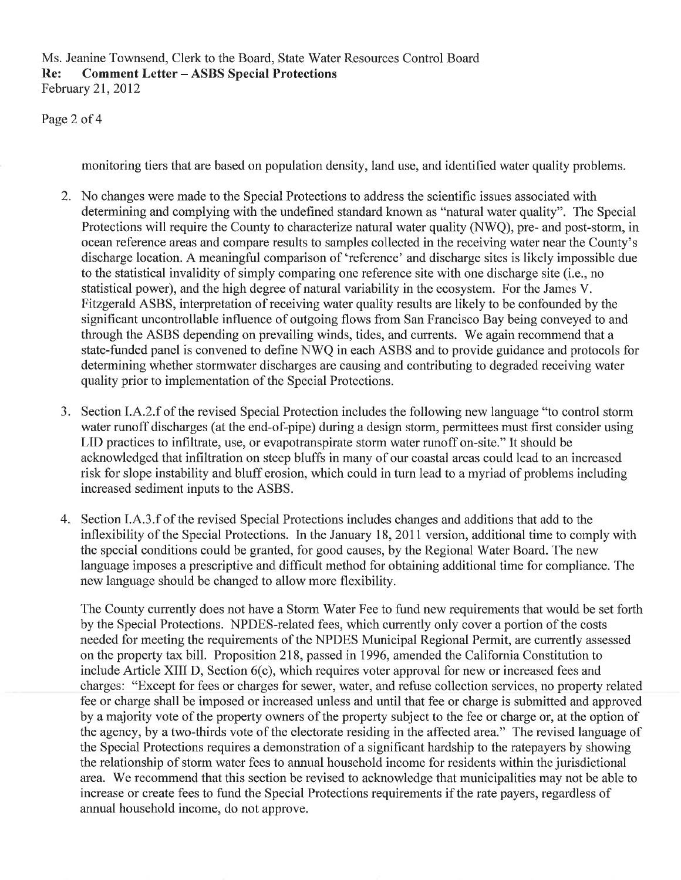monitoring tiers that are based on population density, land use, and identified water quality problems.

2. No changes were made to the Special Protections to address the scientific issues associated with determining and complying with the undefined standard known as "natural water quality". The Special Protections will require the County to characterize natural water quality (NWQ), pre- and post-storm, in ocean reference areas and compare results to samples collected in the receiving water near the County's discharge location. A meaningful comparison of 'reference' and discharge sites is likely impossible due to the statistical invalidity of simply comparing one reference site with one discharge site (i.e., no statistical power), and the high degree of natural variability in the ecosystem. For the James V. Fitzgerald ASBS, interpretation of receiving water quality results are likely to be confounded by the significant uncontrollable influence of outgoing flows from San Francisco Bay being conveyed to and through the ASBS depending on prevailing winds, tides, and currents. We again recommend that a state-funded panel is convened to define NWQ in each ASBS and to provide guidance and protocols for determining whether stormwater discharges are causing and contributing to degraded receiving water quality prior to implementation of the Special Protections.

3. Section I.A.2.f of the revised Special Protection includes the following new language "to control storm water runoff discharges (at the end-of-pipe) during a design storm, permittees must first consider using LID practices to infiltrate, use, or evapotranspirate storm water runoff on-site." It should be acknowledged that infiltration on steep bluffs in many of our coastal areas could lead to an increased risk for slope instability and bluff erosion, which could in turn lead to a myriad of problems including increased sediment inputs to the ASBS.

4. Section I.A.3.f of the revised Special Protections includes changes and additions that add to the inflexibility of the Special Protections. In the January 18, 2011 version, additional time to comply with the special conditions could be granted, for good causes, by the Regional Water Board. The new language imposes a prescriptive and difficult method for obtaining additional time for compliance. The new language should be changed to allow more flexibility.

   The County currently does not have a Storm Water Fee to fund new requirements that would be set forth by the Special Protections. NPDES-related fees, which currently only cover a portion of the costs needed for meeting the requirements of the NPDES Municipal Regional Permit, are currently assessed on the property tax bill. Proposition 218, passed in 1996, amended the California Constitution to include Article XIII D, Section 6(c), which requires voter approval for new or increased fees and charges: "Except for fees or charges for sewer, water, and refuse collection services, no property related fee or charge shall be imposed or increased unless and until that fee or charge is submitted and approved by a majority vote of the property owners of the property subject to the fee or charge or, at the option of the agency, by a two-thirds vote of the electorate residing in the affected area." The revised language of the Special Protections requires a demonstration of a significant hardship to the ratepayers by showing the relationship of storm water fees to annual household income for residents within the jurisdictional area. We recommend that this section be revised to acknowledge that municipalities may not be able to increase or create fees to fund the Special Protections requirements if the rate payers, regardless of annual household income, do not approve.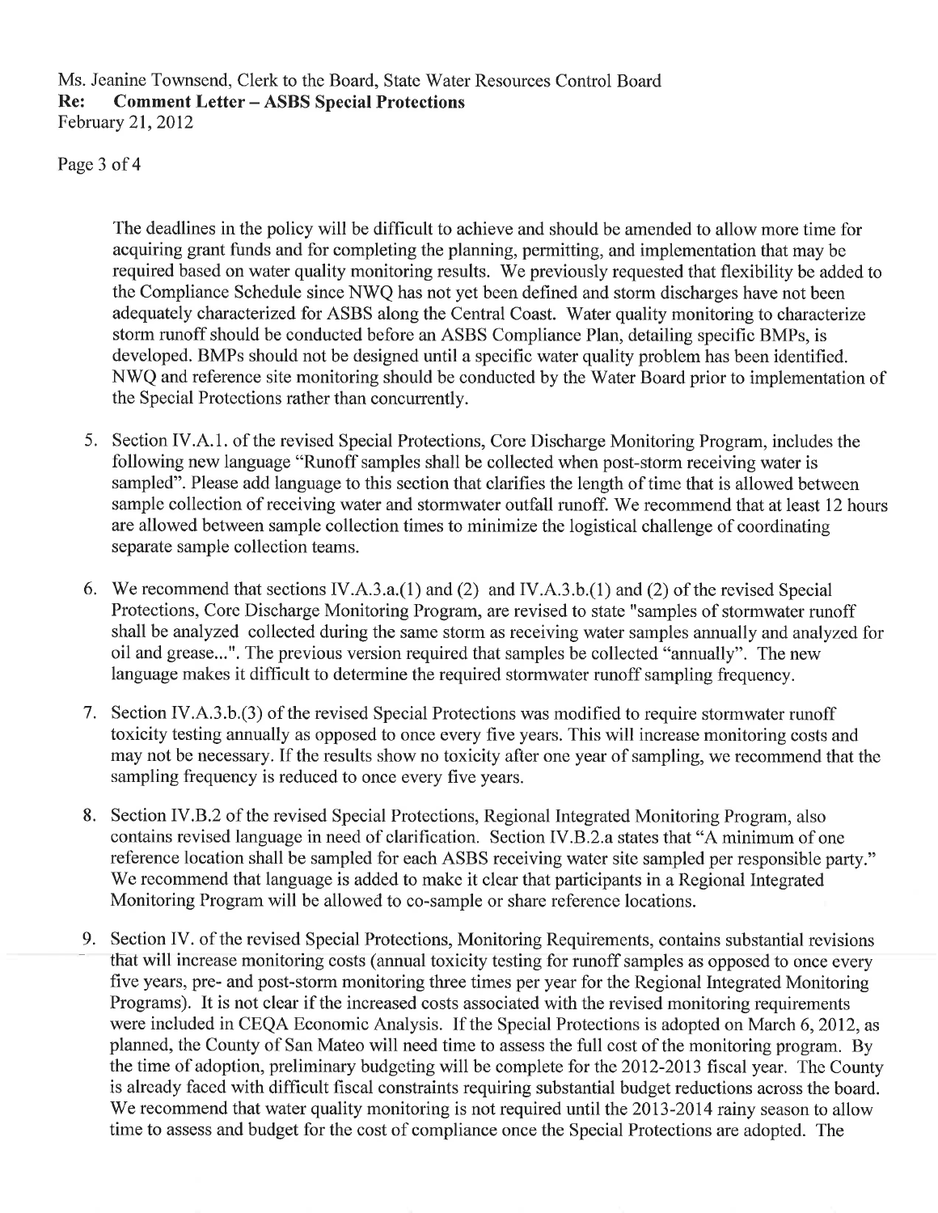The deadlines in the policy will be difficult to achieve and should be amended to allow more time for acquiring grant funds and for completing the planning, permitting, and implementation that may be required based on water quality monitoring results. We previously requested that flexibility be added to the Compliance Schedule since NWQ has not yet been defined and storm discharges have not been adequately characterized for ASBS along the Central Coast. Water quality monitoring to characterize storm runoff should be conducted before an ASBS Compliance Plan, detailing specific BMPs, is developed. BMPs should not be designed until a specific water quality problem has been identified. NWQ and reference site monitoring should be conducted by the Water Board prior to implementation of the Special Protections rather than concurrently.

5. Section IV.A.1. of the revised Special Protections, Core Discharge Monitoring Program, includes the following new language "Runoff samples shall be collected when post-storm receiving water is sampled". Please add language to this section that clarifies the length of time that is allowed between sample collection of receiving water and stormwater outfall runoff. We recommend that at least 12 hours are allowed between sample collection times to minimize the logistical challenge of coordinating separate sample collection teams.

6. We recommend that sections IV.A.3.a.(1) and (2) and IV.A.3.b.(1) and (2) of the revised Special Protections, Core Discharge Monitoring Program, are revised to state "samples of stormwater runoff shall be analyzed collected during the same storm as receiving water samples annually and analyzed for oil and grease...". The previous version required that samples be collected "annually". The new language makes it difficult to determine the required stormwater runoff sampling frequency.

7. Section IV.A.3.b.(3) of the revised Special Protections was modified to require stormwater runoff toxicity testing annually as opposed to once every five years. This will increase monitoring costs and may not be necessary. If the results show no toxicity after one year of sampling, we recommend that the sampling frequency is reduced to once every five years.

8. Section IV.B.2 of the revised Special Protections, Regional Integrated Monitoring Program, also contains revised language in need of clarification. Section IV.B.2.a states that "A minimum of one reference location shall be sampled for each ASBS receiving water site sampled per responsible party." We recommend that language is added to make it clear that participants in a Regional Integrated Monitoring Program will be allowed to co-sample or share reference locations.

9. Section IV. of the revised Special Protections, Monitoring Requirements, contains substantial revisions that will increase monitoring costs (annual toxicity testing for runoff samples as opposed to once every five years, pre- and post-storm monitoring three times per year for the Regional Integrated Monitoring Programs). It is not clear if the increased costs associated with the revised monitoring requirements were included in CEQA Economic Analysis. If the Special Protections is adopted on March 6, 2012, as planned, the County of San Mateo will need time to assess the full cost of the monitoring program. By the time of adoption, preliminary budgeting will be complete for the 2012-2013 fiscal year. The County is already faced with difficult fiscal constraints requiring substantial budget reductions across the board. We recommend that water quality monitoring is not required until the 2013-2014 rainy season to allow time to assess and budget for the cost of compliance once the Special Protections are adopted. The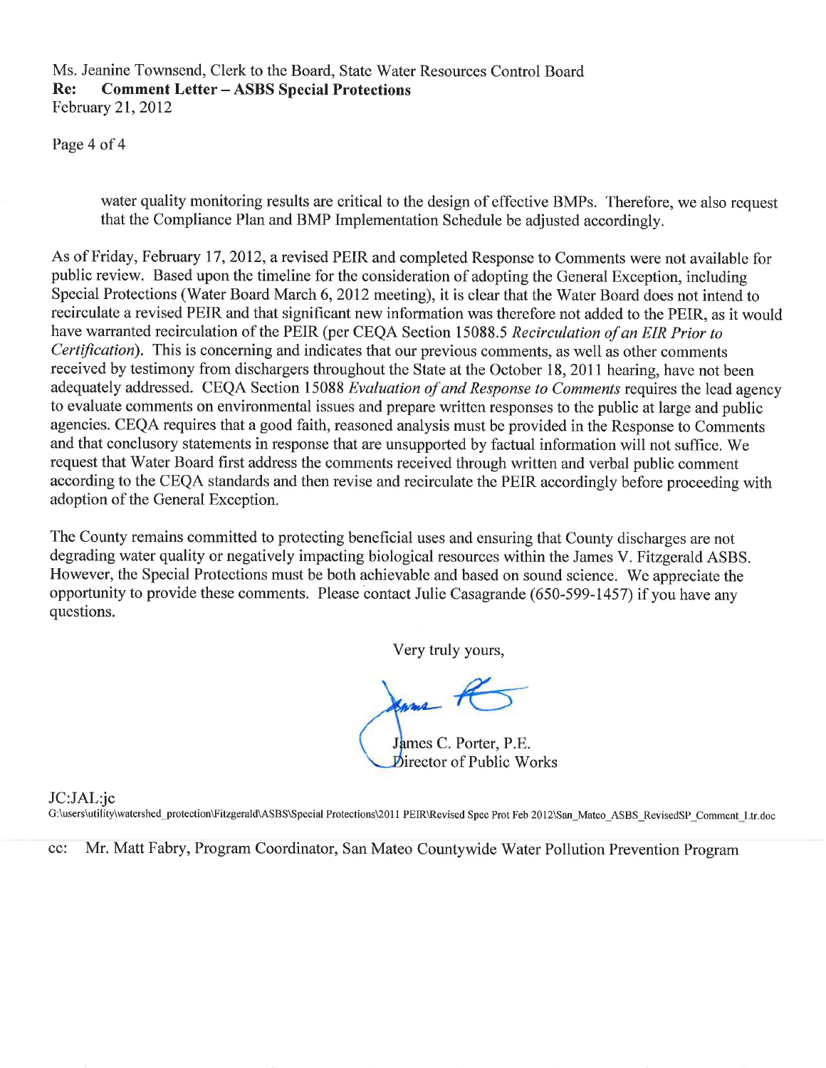water quality monitoring results are critical to the design of effective BMPs. Therefore, we also request that the Compliance Plan and BMP Implementation Schedule be adjusted accordingly.

As of Friday, February 17, 2012, a revised PEIR and completed Response to Comments were not available for public review. Based upon the timeline for the consideration of adopting the General Exception, including Special Protections (Water Board March 6, 2012 meeting), it is clear that the Water Board does not intend to recirculate a revised PEIR and that significant new information was therefore not added to the PEIR, as it would have warranted recirculation of the PEIR (per CEQA Section 15088.5 *Recirculation of an EIR Prior to Certification*). This is concerning and indicates that our previous comments, as well as other comments received by testimony from dischargers throughout the State at the October 18, 2011 hearing, have not been adequately addressed. CEQA Section 15088 *Evaluation of and Response to Comments* requires the lead agency to evaluate comments on environmental issues and prepare written responses to the public at large and public agencies. CEQA requires that a good faith, reasoned analysis must be provided in the Response to Comments and that conclusory statements in response that are unsupported by factual information will not suffice. We request that Water Board first address the comments received through written and verbal public comment according to the CEQA standards and then revise and recirculate the PEIR accordingly before proceeding with adoption of the General Exception.

The County remains committed to protecting beneficial uses and ensuring that County discharges are not degrading water quality or negatively impacting biological resources within the James V. Fitzgerald ASBS. However, the Special Protections must be both achievable and based on sound science. We appreciate the opportunity to provide these comments. Please contact Julie Casagrande (650-599-1457) if you have any questions.

Very truly yours,

James C. Porter, P.E.
Director of Public Works

JC:JAL:jc
G:\users\utility\watershed_protection\Fitzgerald\ASBS\Special Protections\2011 PEIR\Revised Spec Prot Feb 2012\San_Mateo_ASBS_RevisedSP_Comment_Ltr.doc

cc: Mr. Matt Fabry, Program Coordinator, San Mateo Countywide Water Pollution Prevention Program